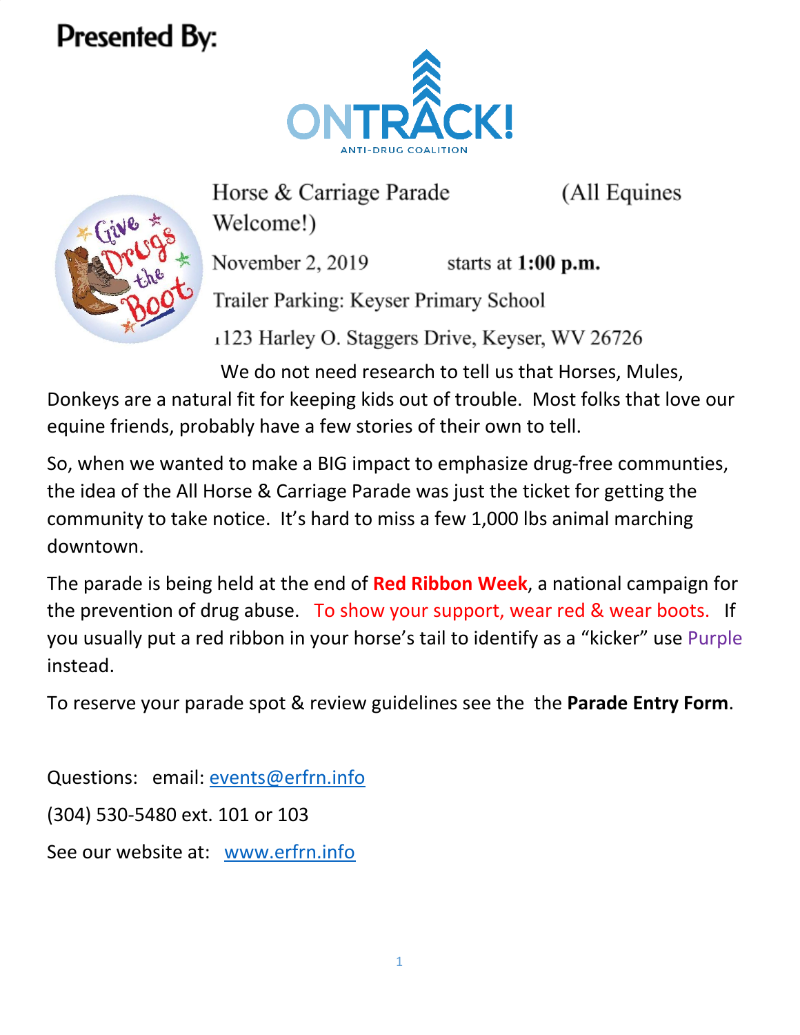**Presented By:**

ONTRACK!
ANTI-DRUG COALITION

Give Drugs the Boot

Horse & Carriage Parade (All Equines Welcome!)

November 2, 2019 starts at **1:00 p.m.**

Trailer Parking: Keyser Primary School

1123 Harley O. Staggers Drive, Keyser, WV 26726

We do not need research to tell us that Horses, Mules, Donkeys are a natural fit for keeping kids out of trouble. Most folks that love our equine friends, probably have a few stories of their own to tell.

So, when we wanted to make a BIG impact to emphasize drug-free communties, the idea of the All Horse & Carriage Parade was just the ticket for getting the community to take notice. It's hard to miss a few 1,000 lbs animal marching downtown.

The parade is being held at the end of **Red Ribbon Week**, a national campaign for the prevention of drug abuse. To show your support, wear red & wear boots. If you usually put a red ribbon in your horse's tail to identify as a "kicker" use Purple instead.

To reserve your parade spot & review guidelines see the the **Parade Entry Form**.

Questions: email: events@erfrn.info

(304) 530-5480 ext. 101 or 103

See our website at: www.erfrn.info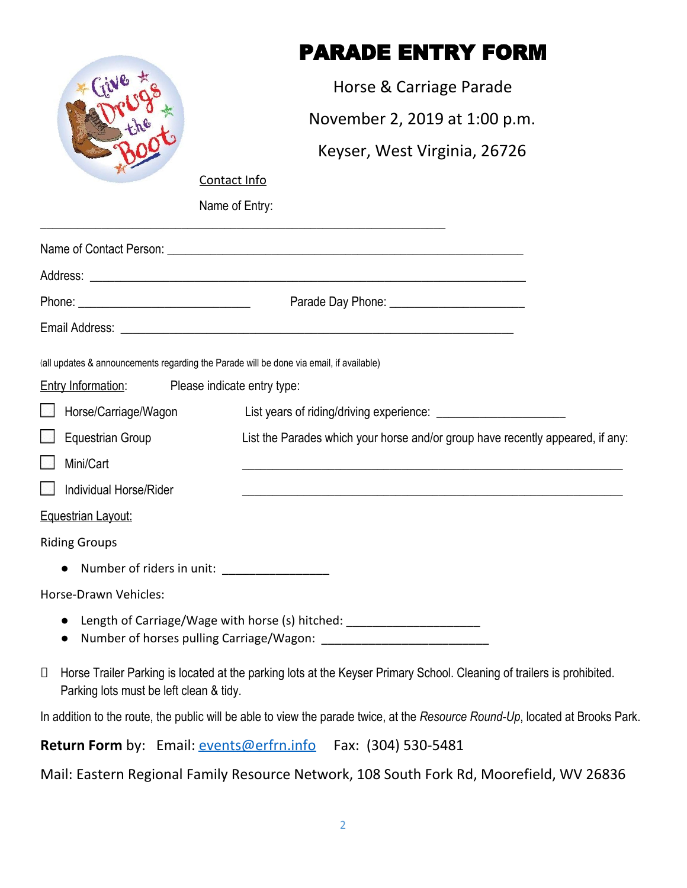# PARADE ENTRY FORM

Horse & Carriage Parade

November 2, 2019 at 1:00 p.m.

Keyser, West Virginia, 26726

Contact Info

Name of Entry: ______________________________________________________________

Name of Contact Person: ______________________________________________________

Address: ______________________________________________________________

Phone: ___________________________ Parade Day Phone: _____________________

Email Address: ______________________________________________________________

(all updates & announcements regarding the Parade will be done via email, if available)

Entry Information: Please indicate entry type:

☐ Horse/Carriage/Wagon

☐ Equestrian Group

☐ Mini/Cart

☐ Individual Horse/Rider

List years of riding/driving experience: ____________________

List the Parades which your horse and/or group have recently appeared, if any:

____________________________________________________________

____________________________________________________________

Equestrian Layout:

Riding Groups

- Number of riders in unit: ________________

Horse-Drawn Vehicles:

- Length of Carriage/Wage with horse (s) hitched: ____________________
- Number of horses pulling Carriage/Wagon: ________________________

 Horse Trailer Parking is located at the parking lots at the Keyser Primary School. Cleaning of trailers is prohibited. Parking lots must be left clean & tidy.

In addition to the route, the public will be able to view the parade twice, at the *Resource Round-Up*, located at Brooks Park.

**Return Form** by: Email: events@erfrn.info Fax: (304) 530-5481

Mail: Eastern Regional Family Resource Network, 108 South Fork Rd, Moorefield, WV 26836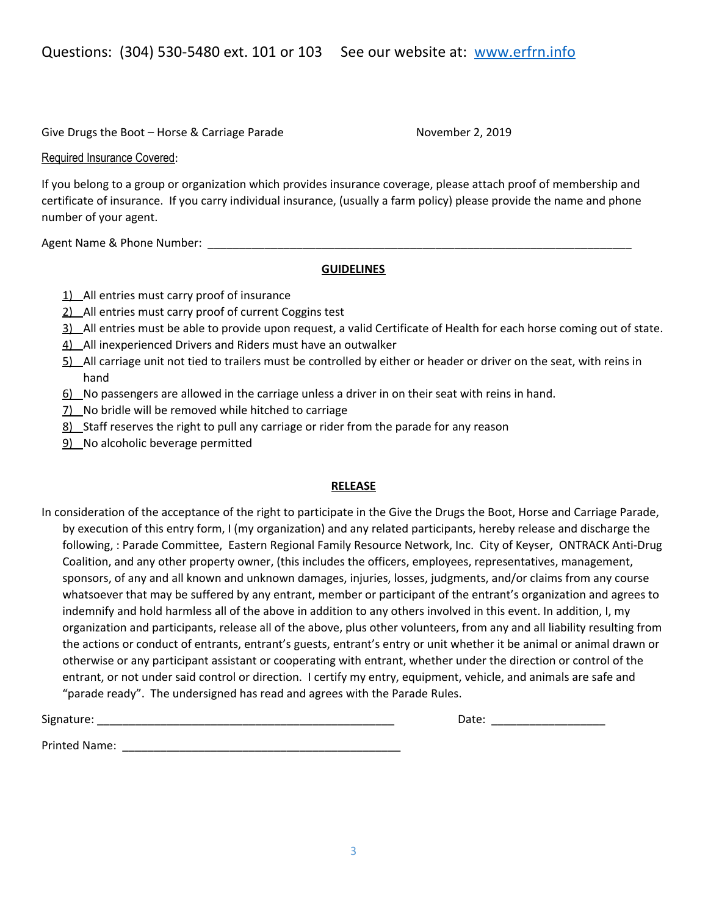Questions: (304) 530-5480 ext. 101 or 103 See our website at: www.erfrn.info

Give Drugs the Boot – Horse & Carriage Parade November 2, 2019

Required Insurance Covered:

If you belong to a group or organization which provides insurance coverage, please attach proof of membership and certificate of insurance. If you carry individual insurance, (usually a farm policy) please provide the name and phone number of your agent.

Agent Name & Phone Number: _______________________________________________________________________

## GUIDELINES

1) All entries must carry proof of insurance
2) All entries must carry proof of current Coggins test
3) All entries must be able to provide upon request, a valid Certificate of Health for each horse coming out of state.
4) All inexperienced Drivers and Riders must have an outwalker
5) All carriage unit not tied to trailers must be controlled by either or header or driver on the seat, with reins in hand
6) No passengers are allowed in the carriage unless a driver in on their seat with reins in hand.
7) No bridle will be removed while hitched to carriage
8) Staff reserves the right to pull any carriage or rider from the parade for any reason
9) No alcoholic beverage permitted

## RELEASE

In consideration of the acceptance of the right to participate in the Give the Drugs the Boot, Horse and Carriage Parade, by execution of this entry form, I (my organization) and any related participants, hereby release and discharge the following, : Parade Committee, Eastern Regional Family Resource Network, Inc. City of Keyser, ONTRACK Anti-Drug Coalition, and any other property owner, (this includes the officers, employees, representatives, management, sponsors, of any and all known and unknown damages, injuries, losses, judgments, and/or claims from any course whatsoever that may be suffered by any entrant, member or participant of the entrant's organization and agrees to indemnify and hold harmless all of the above in addition to any others involved in this event. In addition, I, my organization and participants, release all of the above, plus other volunteers, from any and all liability resulting from the actions or conduct of entrants, entrant's guests, entrant's entry or unit whether it be animal or animal drawn or otherwise or any participant assistant or cooperating with entrant, whether under the direction or control of the entrant, or not under said control or direction. I certify my entry, equipment, vehicle, and animals are safe and "parade ready". The undersigned has read and agrees with the Parade Rules.

Signature: _______________________________________________ Date: __________________

Printed Name: ____________________________________________